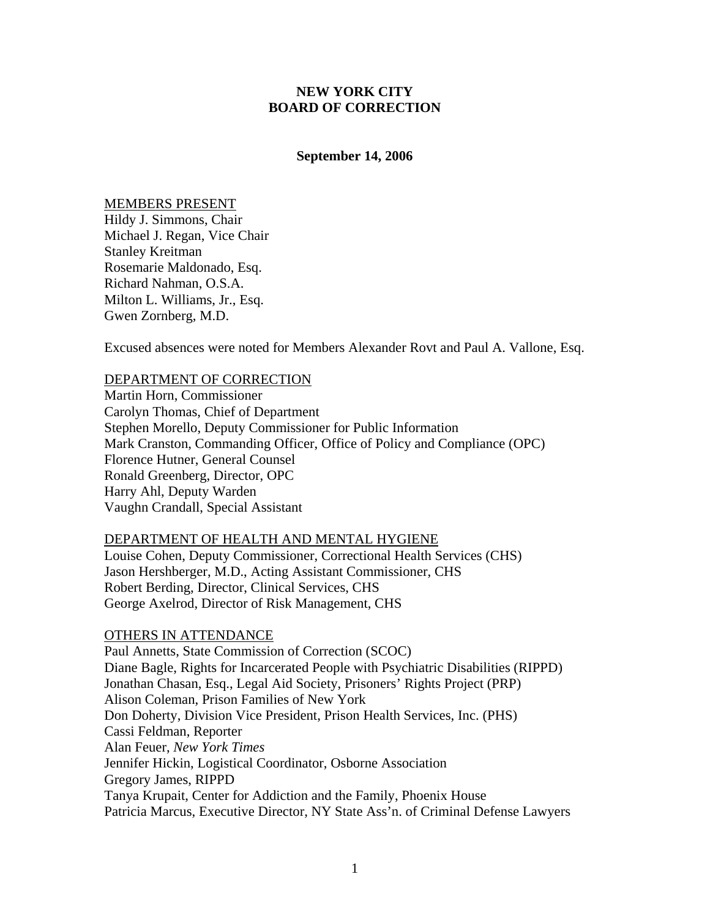**NEW YORK CITY**
**BOARD OF CORRECTION**

**September 14, 2006**

<u>MEMBERS PRESENT</u>
Hildy J. Simmons, Chair
Michael J. Regan, Vice Chair
Stanley Kreitman
Rosemarie Maldonado, Esq.
Richard Nahman, O.S.A.
Milton L. Williams, Jr., Esq.
Gwen Zornberg, M.D.

Excused absences were noted for Members Alexander Rovt and Paul A. Vallone, Esq.

<u>DEPARTMENT OF CORRECTION</u>
Martin Horn, Commissioner
Carolyn Thomas, Chief of Department
Stephen Morello, Deputy Commissioner for Public Information
Mark Cranston, Commanding Officer, Office of Policy and Compliance (OPC)
Florence Hutner, General Counsel
Ronald Greenberg, Director, OPC
Harry Ahl, Deputy Warden
Vaughn Crandall, Special Assistant

<u>DEPARTMENT OF HEALTH AND MENTAL HYGIENE</u>
Louise Cohen, Deputy Commissioner, Correctional Health Services (CHS)
Jason Hershberger, M.D., Acting Assistant Commissioner, CHS
Robert Berding, Director, Clinical Services, CHS
George Axelrod, Director of Risk Management, CHS

<u>OTHERS IN ATTENDANCE</u>
Paul Annetts, State Commission of Correction (SCOC)
Diane Bagle, Rights for Incarcerated People with Psychiatric Disabilities (RIPPD)
Jonathan Chasan, Esq., Legal Aid Society, Prisoners' Rights Project (PRP)
Alison Coleman, Prison Families of New York
Don Doherty, Division Vice President, Prison Health Services, Inc. (PHS)
Cassi Feldman, Reporter
Alan Feuer, *New York Times*
Jennifer Hickin, Logistical Coordinator, Osborne Association
Gregory James, RIPPD
Tanya Krupait, Center for Addiction and the Family, Phoenix House
Patricia Marcus, Executive Director, NY State Ass'n. of Criminal Defense Lawyers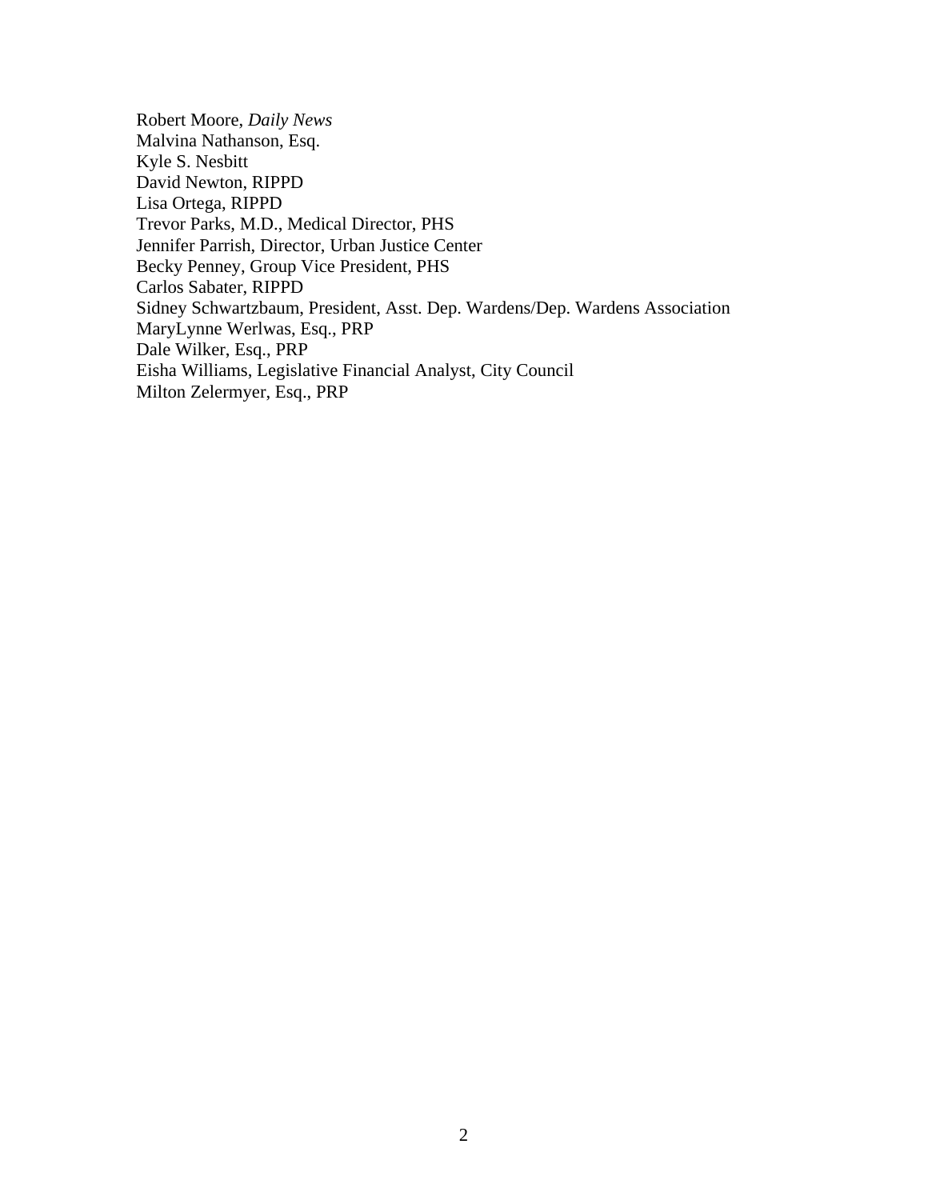Robert Moore, *Daily News*
Malvina Nathanson, Esq.
Kyle S. Nesbitt
David Newton, RIPPD
Lisa Ortega, RIPPD
Trevor Parks, M.D., Medical Director, PHS
Jennifer Parrish, Director, Urban Justice Center
Becky Penney, Group Vice President, PHS
Carlos Sabater, RIPPD
Sidney Schwartzbaum, President, Asst. Dep. Wardens/Dep. Wardens Association
MaryLynne Werlwas, Esq., PRP
Dale Wilker, Esq., PRP
Eisha Williams, Legislative Financial Analyst, City Council
Milton Zelermyer, Esq., PRP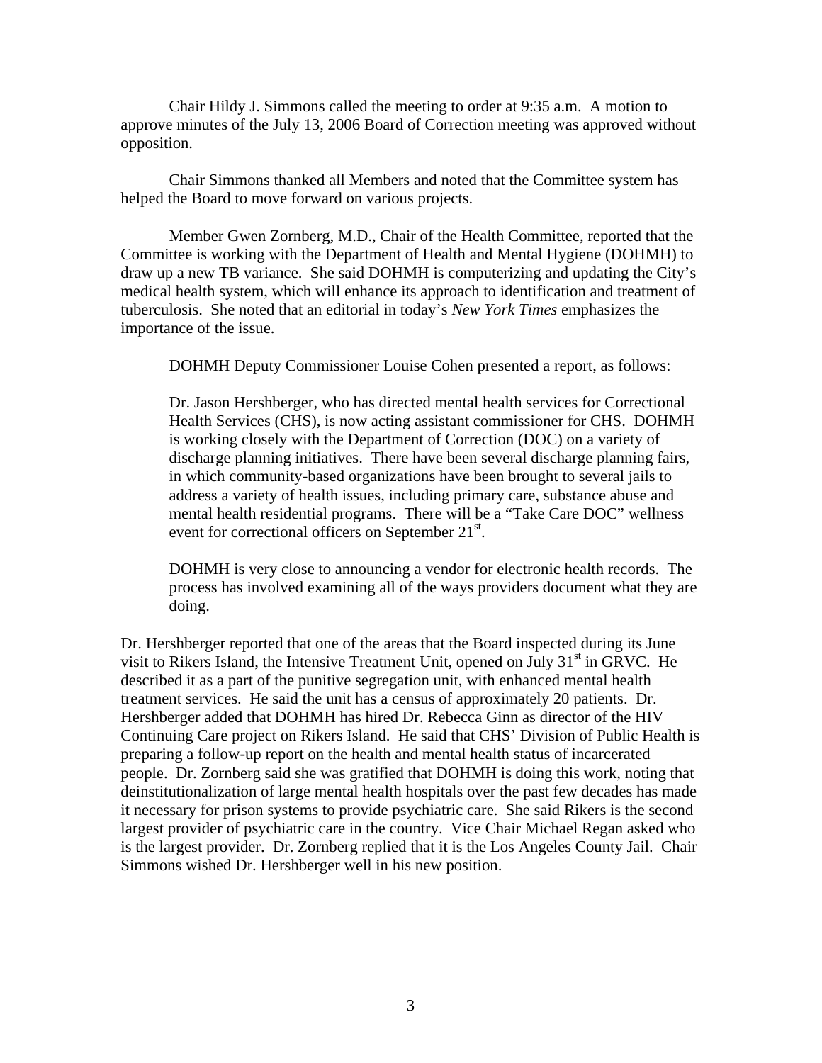Chair Hildy J. Simmons called the meeting to order at 9:35 a.m. A motion to approve minutes of the July 13, 2006 Board of Correction meeting was approved without opposition.

Chair Simmons thanked all Members and noted that the Committee system has helped the Board to move forward on various projects.

Member Gwen Zornberg, M.D., Chair of the Health Committee, reported that the Committee is working with the Department of Health and Mental Hygiene (DOHMH) to draw up a new TB variance. She said DOHMH is computerizing and updating the City's medical health system, which will enhance its approach to identification and treatment of tuberculosis. She noted that an editorial in today's *New York Times* emphasizes the importance of the issue.

DOHMH Deputy Commissioner Louise Cohen presented a report, as follows:

> Dr. Jason Hershberger, who has directed mental health services for Correctional Health Services (CHS), is now acting assistant commissioner for CHS. DOHMH is working closely with the Department of Correction (DOC) on a variety of discharge planning initiatives. There have been several discharge planning fairs, in which community-based organizations have been brought to several jails to address a variety of health issues, including primary care, substance abuse and mental health residential programs. There will be a "Take Care DOC" wellness event for correctional officers on September 21st.
>
> DOHMH is very close to announcing a vendor for electronic health records. The process has involved examining all of the ways providers document what they are doing.

Dr. Hershberger reported that one of the areas that the Board inspected during its June visit to Rikers Island, the Intensive Treatment Unit, opened on July 31st in GRVC. He described it as a part of the punitive segregation unit, with enhanced mental health treatment services. He said the unit has a census of approximately 20 patients. Dr. Hershberger added that DOHMH has hired Dr. Rebecca Ginn as director of the HIV Continuing Care project on Rikers Island. He said that CHS' Division of Public Health is preparing a follow-up report on the health and mental health status of incarcerated people. Dr. Zornberg said she was gratified that DOHMH is doing this work, noting that deinstitutionalization of large mental health hospitals over the past few decades has made it necessary for prison systems to provide psychiatric care. She said Rikers is the second largest provider of psychiatric care in the country. Vice Chair Michael Regan asked who is the largest provider. Dr. Zornberg replied that it is the Los Angeles County Jail. Chair Simmons wished Dr. Hershberger well in his new position.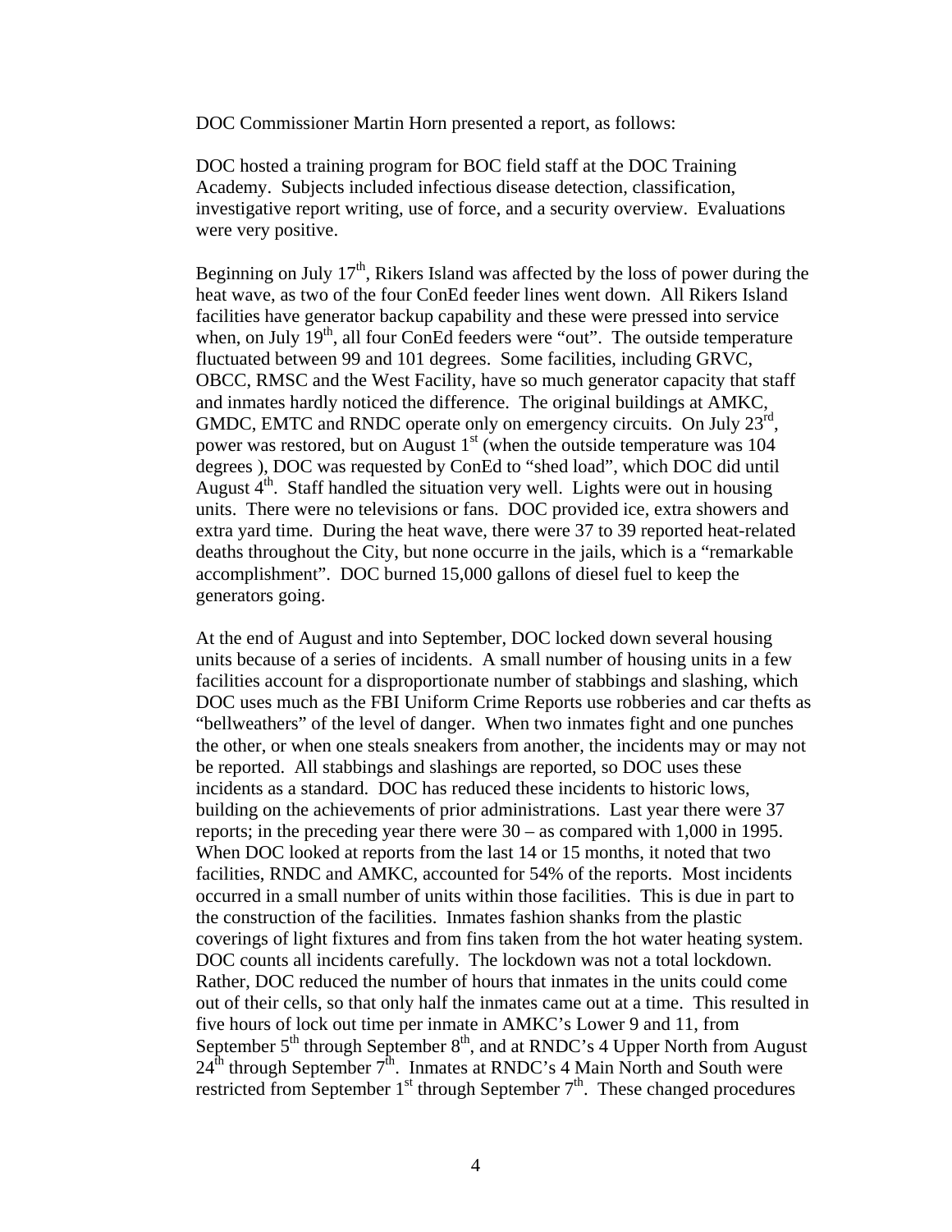DOC Commissioner Martin Horn presented a report, as follows:

DOC hosted a training program for BOC field staff at the DOC Training Academy. Subjects included infectious disease detection, classification, investigative report writing, use of force, and a security overview. Evaluations were very positive.

Beginning on July 17th, Rikers Island was affected by the loss of power during the heat wave, as two of the four ConEd feeder lines went down. All Rikers Island facilities have generator backup capability and these were pressed into service when, on July 19th, all four ConEd feeders were "out". The outside temperature fluctuated between 99 and 101 degrees. Some facilities, including GRVC, OBCC, RMSC and the West Facility, have so much generator capacity that staff and inmates hardly noticed the difference. The original buildings at AMKC, GMDC, EMTC and RNDC operate only on emergency circuits. On July 23rd, power was restored, but on August 1st (when the outside temperature was 104 degrees ), DOC was requested by ConEd to "shed load", which DOC did until August 4th. Staff handled the situation very well. Lights were out in housing units. There were no televisions or fans. DOC provided ice, extra showers and extra yard time. During the heat wave, there were 37 to 39 reported heat-related deaths throughout the City, but none occurre in the jails, which is a "remarkable accomplishment". DOC burned 15,000 gallons of diesel fuel to keep the generators going.

At the end of August and into September, DOC locked down several housing units because of a series of incidents. A small number of housing units in a few facilities account for a disproportionate number of stabbings and slashing, which DOC uses much as the FBI Uniform Crime Reports use robberies and car thefts as "bellweathers" of the level of danger. When two inmates fight and one punches the other, or when one steals sneakers from another, the incidents may or may not be reported. All stabbings and slashings are reported, so DOC uses these incidents as a standard. DOC has reduced these incidents to historic lows, building on the achievements of prior administrations. Last year there were 37 reports; in the preceding year there were 30 – as compared with 1,000 in 1995. When DOC looked at reports from the last 14 or 15 months, it noted that two facilities, RNDC and AMKC, accounted for 54% of the reports. Most incidents occurred in a small number of units within those facilities. This is due in part to the construction of the facilities. Inmates fashion shanks from the plastic coverings of light fixtures and from fins taken from the hot water heating system. DOC counts all incidents carefully. The lockdown was not a total lockdown. Rather, DOC reduced the number of hours that inmates in the units could come out of their cells, so that only half the inmates came out at a time. This resulted in five hours of lock out time per inmate in AMKC's Lower 9 and 11, from September 5th through September 8th, and at RNDC's 4 Upper North from August 24th through September 7th. Inmates at RNDC's 4 Main North and South were restricted from September 1st through September 7th. These changed procedures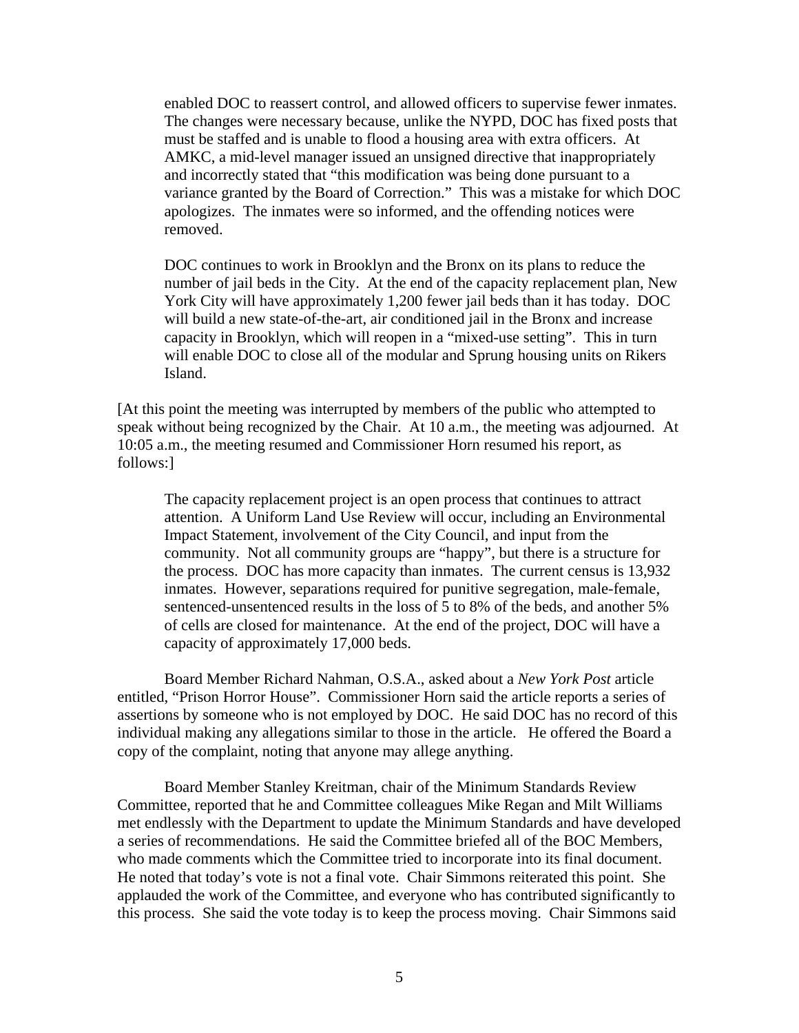enabled DOC to reassert control, and allowed officers to supervise fewer inmates. The changes were necessary because, unlike the NYPD, DOC has fixed posts that must be staffed and is unable to flood a housing area with extra officers. At AMKC, a mid-level manager issued an unsigned directive that inappropriately and incorrectly stated that "this modification was being done pursuant to a variance granted by the Board of Correction." This was a mistake for which DOC apologizes. The inmates were so informed, and the offending notices were removed.

> DOC continues to work in Brooklyn and the Bronx on its plans to reduce the number of jail beds in the City. At the end of the capacity replacement plan, New York City will have approximately 1,200 fewer jail beds than it has today. DOC will build a new state-of-the-art, air conditioned jail in the Bronx and increase capacity in Brooklyn, which will reopen in a "mixed-use setting". This in turn will enable DOC to close all of the modular and Sprung housing units on Rikers Island.

[At this point the meeting was interrupted by members of the public who attempted to speak without being recognized by the Chair. At 10 a.m., the meeting was adjourned. At 10:05 a.m., the meeting resumed and Commissioner Horn resumed his report, as follows:]

> The capacity replacement project is an open process that continues to attract attention. A Uniform Land Use Review will occur, including an Environmental Impact Statement, involvement of the City Council, and input from the community. Not all community groups are "happy", but there is a structure for the process. DOC has more capacity than inmates. The current census is 13,932 inmates. However, separations required for punitive segregation, male-female, sentenced-unsentenced results in the loss of 5 to 8% of the beds, and another 5% of cells are closed for maintenance. At the end of the project, DOC will have a capacity of approximately 17,000 beds.

Board Member Richard Nahman, O.S.A., asked about a *New York Post* article entitled, "Prison Horror House". Commissioner Horn said the article reports a series of assertions by someone who is not employed by DOC. He said DOC has no record of this individual making any allegations similar to those in the article. He offered the Board a copy of the complaint, noting that anyone may allege anything.

Board Member Stanley Kreitman, chair of the Minimum Standards Review Committee, reported that he and Committee colleagues Mike Regan and Milt Williams met endlessly with the Department to update the Minimum Standards and have developed a series of recommendations. He said the Committee briefed all of the BOC Members, who made comments which the Committee tried to incorporate into its final document. He noted that today's vote is not a final vote. Chair Simmons reiterated this point. She applauded the work of the Committee, and everyone who has contributed significantly to this process. She said the vote today is to keep the process moving. Chair Simmons said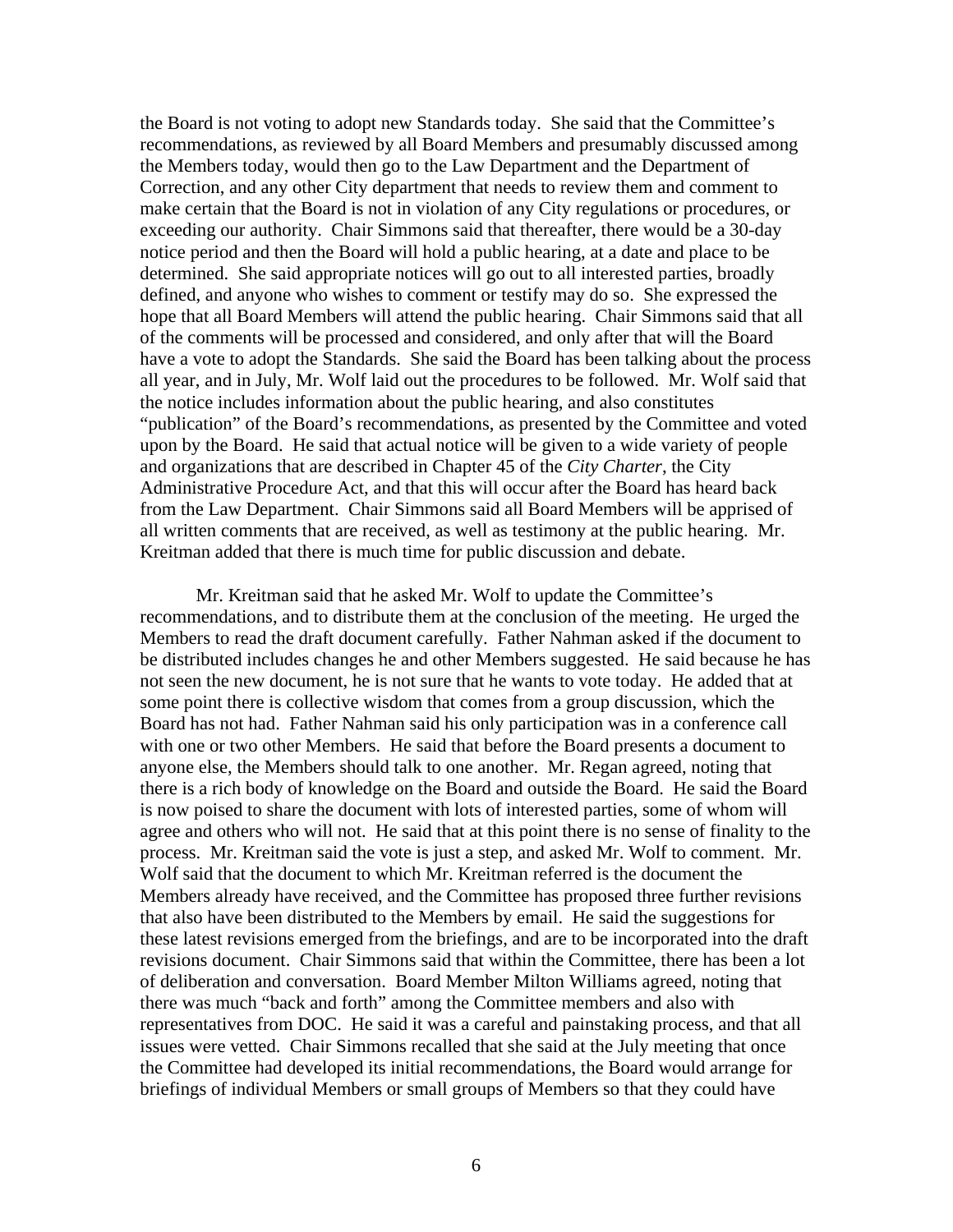the Board is not voting to adopt new Standards today. She said that the Committee's recommendations, as reviewed by all Board Members and presumably discussed among the Members today, would then go to the Law Department and the Department of Correction, and any other City department that needs to review them and comment to make certain that the Board is not in violation of any City regulations or procedures, or exceeding our authority. Chair Simmons said that thereafter, there would be a 30-day notice period and then the Board will hold a public hearing, at a date and place to be determined. She said appropriate notices will go out to all interested parties, broadly defined, and anyone who wishes to comment or testify may do so. She expressed the hope that all Board Members will attend the public hearing. Chair Simmons said that all of the comments will be processed and considered, and only after that will the Board have a vote to adopt the Standards. She said the Board has been talking about the process all year, and in July, Mr. Wolf laid out the procedures to be followed. Mr. Wolf said that the notice includes information about the public hearing, and also constitutes "publication" of the Board's recommendations, as presented by the Committee and voted upon by the Board. He said that actual notice will be given to a wide variety of people and organizations that are described in Chapter 45 of the *City Charter*, the City Administrative Procedure Act, and that this will occur after the Board has heard back from the Law Department. Chair Simmons said all Board Members will be apprised of all written comments that are received, as well as testimony at the public hearing. Mr. Kreitman added that there is much time for public discussion and debate.

Mr. Kreitman said that he asked Mr. Wolf to update the Committee's recommendations, and to distribute them at the conclusion of the meeting. He urged the Members to read the draft document carefully. Father Nahman asked if the document to be distributed includes changes he and other Members suggested. He said because he has not seen the new document, he is not sure that he wants to vote today. He added that at some point there is collective wisdom that comes from a group discussion, which the Board has not had. Father Nahman said his only participation was in a conference call with one or two other Members. He said that before the Board presents a document to anyone else, the Members should talk to one another. Mr. Regan agreed, noting that there is a rich body of knowledge on the Board and outside the Board. He said the Board is now poised to share the document with lots of interested parties, some of whom will agree and others who will not. He said that at this point there is no sense of finality to the process. Mr. Kreitman said the vote is just a step, and asked Mr. Wolf to comment. Mr. Wolf said that the document to which Mr. Kreitman referred is the document the Members already have received, and the Committee has proposed three further revisions that also have been distributed to the Members by email. He said the suggestions for these latest revisions emerged from the briefings, and are to be incorporated into the draft revisions document. Chair Simmons said that within the Committee, there has been a lot of deliberation and conversation. Board Member Milton Williams agreed, noting that there was much "back and forth" among the Committee members and also with representatives from DOC. He said it was a careful and painstaking process, and that all issues were vetted. Chair Simmons recalled that she said at the July meeting that once the Committee had developed its initial recommendations, the Board would arrange for briefings of individual Members or small groups of Members so that they could have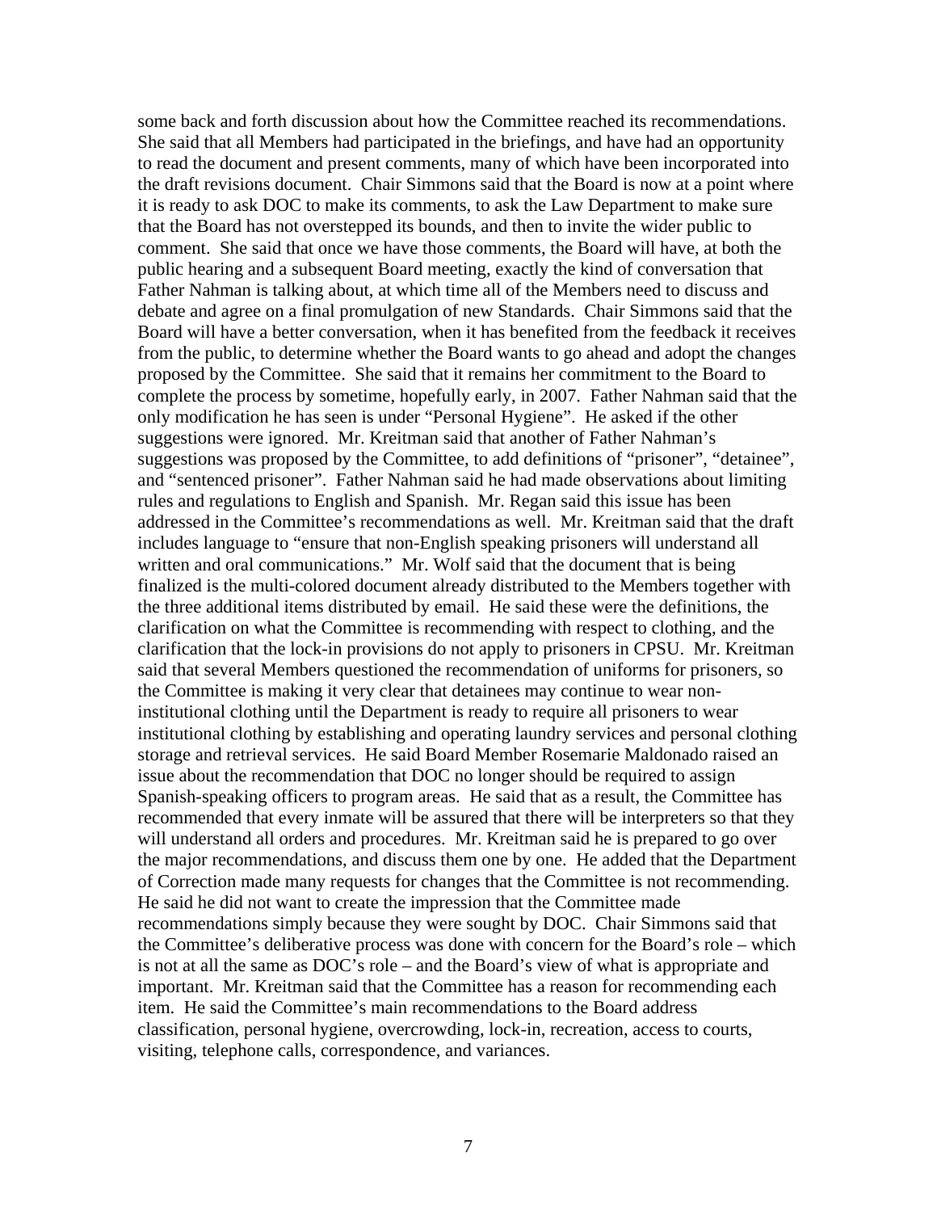some back and forth discussion about how the Committee reached its recommendations. She said that all Members had participated in the briefings, and have had an opportunity to read the document and present comments, many of which have been incorporated into the draft revisions document. Chair Simmons said that the Board is now at a point where it is ready to ask DOC to make its comments, to ask the Law Department to make sure that the Board has not overstepped its bounds, and then to invite the wider public to comment. She said that once we have those comments, the Board will have, at both the public hearing and a subsequent Board meeting, exactly the kind of conversation that Father Nahman is talking about, at which time all of the Members need to discuss and debate and agree on a final promulgation of new Standards. Chair Simmons said that the Board will have a better conversation, when it has benefited from the feedback it receives from the public, to determine whether the Board wants to go ahead and adopt the changes proposed by the Committee. She said that it remains her commitment to the Board to complete the process by sometime, hopefully early, in 2007. Father Nahman said that the only modification he has seen is under "Personal Hygiene". He asked if the other suggestions were ignored. Mr. Kreitman said that another of Father Nahman's suggestions was proposed by the Committee, to add definitions of "prisoner", "detainee", and "sentenced prisoner". Father Nahman said he had made observations about limiting rules and regulations to English and Spanish. Mr. Regan said this issue has been addressed in the Committee's recommendations as well. Mr. Kreitman said that the draft includes language to "ensure that non-English speaking prisoners will understand all written and oral communications." Mr. Wolf said that the document that is being finalized is the multi-colored document already distributed to the Members together with the three additional items distributed by email. He said these were the definitions, the clarification on what the Committee is recommending with respect to clothing, and the clarification that the lock-in provisions do not apply to prisoners in CPSU. Mr. Kreitman said that several Members questioned the recommendation of uniforms for prisoners, so the Committee is making it very clear that detainees may continue to wear non-institutional clothing until the Department is ready to require all prisoners to wear institutional clothing by establishing and operating laundry services and personal clothing storage and retrieval services. He said Board Member Rosemarie Maldonado raised an issue about the recommendation that DOC no longer should be required to assign Spanish-speaking officers to program areas. He said that as a result, the Committee has recommended that every inmate will be assured that there will be interpreters so that they will understand all orders and procedures. Mr. Kreitman said he is prepared to go over the major recommendations, and discuss them one by one. He added that the Department of Correction made many requests for changes that the Committee is not recommending. He said he did not want to create the impression that the Committee made recommendations simply because they were sought by DOC. Chair Simmons said that the Committee's deliberative process was done with concern for the Board's role – which is not at all the same as DOC's role – and the Board's view of what is appropriate and important. Mr. Kreitman said that the Committee has a reason for recommending each item. He said the Committee's main recommendations to the Board address classification, personal hygiene, overcrowding, lock-in, recreation, access to courts, visiting, telephone calls, correspondence, and variances.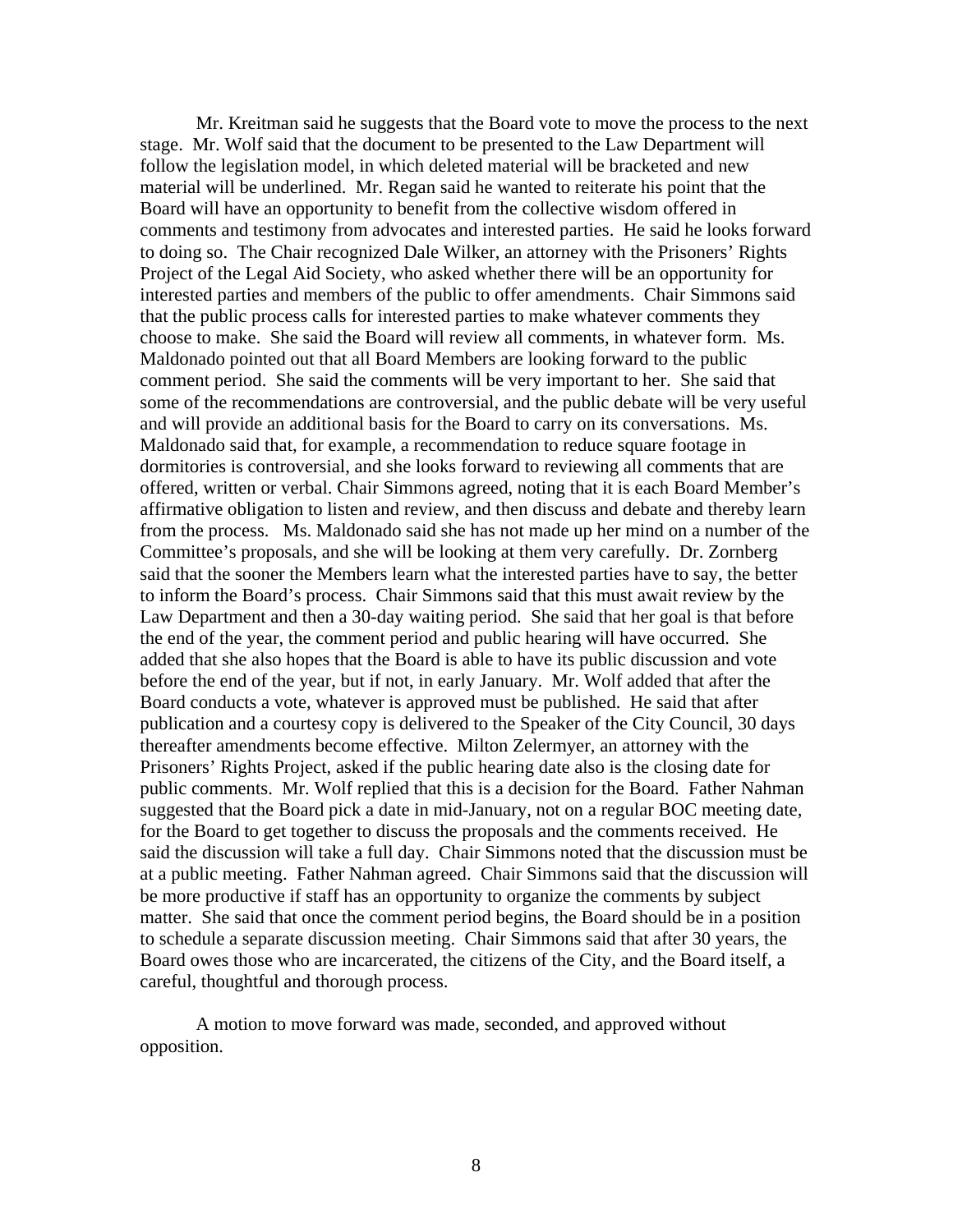Mr. Kreitman said he suggests that the Board vote to move the process to the next stage. Mr. Wolf said that the document to be presented to the Law Department will follow the legislation model, in which deleted material will be bracketed and new material will be underlined. Mr. Regan said he wanted to reiterate his point that the Board will have an opportunity to benefit from the collective wisdom offered in comments and testimony from advocates and interested parties. He said he looks forward to doing so. The Chair recognized Dale Wilker, an attorney with the Prisoners' Rights Project of the Legal Aid Society, who asked whether there will be an opportunity for interested parties and members of the public to offer amendments. Chair Simmons said that the public process calls for interested parties to make whatever comments they choose to make. She said the Board will review all comments, in whatever form. Ms. Maldonado pointed out that all Board Members are looking forward to the public comment period. She said the comments will be very important to her. She said that some of the recommendations are controversial, and the public debate will be very useful and will provide an additional basis for the Board to carry on its conversations. Ms. Maldonado said that, for example, a recommendation to reduce square footage in dormitories is controversial, and she looks forward to reviewing all comments that are offered, written or verbal. Chair Simmons agreed, noting that it is each Board Member's affirmative obligation to listen and review, and then discuss and debate and thereby learn from the process. Ms. Maldonado said she has not made up her mind on a number of the Committee's proposals, and she will be looking at them very carefully. Dr. Zornberg said that the sooner the Members learn what the interested parties have to say, the better to inform the Board's process. Chair Simmons said that this must await review by the Law Department and then a 30-day waiting period. She said that her goal is that before the end of the year, the comment period and public hearing will have occurred. She added that she also hopes that the Board is able to have its public discussion and vote before the end of the year, but if not, in early January. Mr. Wolf added that after the Board conducts a vote, whatever is approved must be published. He said that after publication and a courtesy copy is delivered to the Speaker of the City Council, 30 days thereafter amendments become effective. Milton Zelermyer, an attorney with the Prisoners' Rights Project, asked if the public hearing date also is the closing date for public comments. Mr. Wolf replied that this is a decision for the Board. Father Nahman suggested that the Board pick a date in mid-January, not on a regular BOC meeting date, for the Board to get together to discuss the proposals and the comments received. He said the discussion will take a full day. Chair Simmons noted that the discussion must be at a public meeting. Father Nahman agreed. Chair Simmons said that the discussion will be more productive if staff has an opportunity to organize the comments by subject matter. She said that once the comment period begins, the Board should be in a position to schedule a separate discussion meeting. Chair Simmons said that after 30 years, the Board owes those who are incarcerated, the citizens of the City, and the Board itself, a careful, thoughtful and thorough process.

A motion to move forward was made, seconded, and approved without opposition.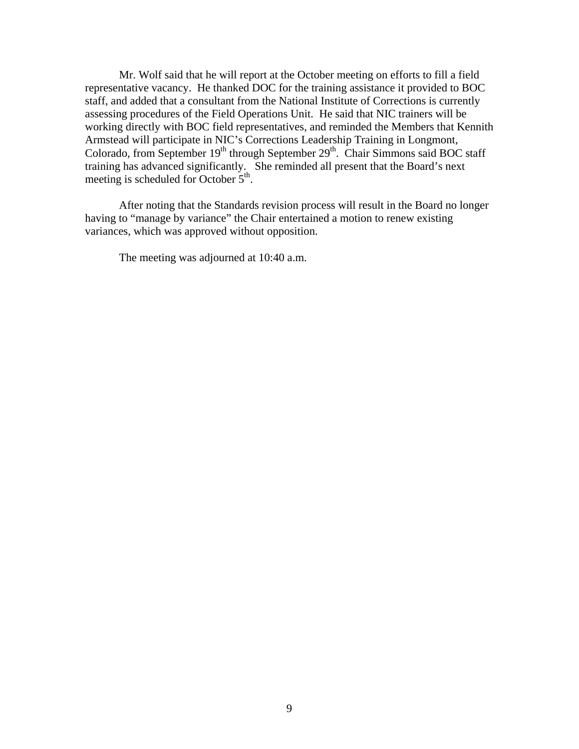Mr. Wolf said that he will report at the October meeting on efforts to fill a field representative vacancy. He thanked DOC for the training assistance it provided to BOC staff, and added that a consultant from the National Institute of Corrections is currently assessing procedures of the Field Operations Unit. He said that NIC trainers will be working directly with BOC field representatives, and reminded the Members that Kennith Armstead will participate in NIC's Corrections Leadership Training in Longmont, Colorado, from September 19th through September 29th. Chair Simmons said BOC staff training has advanced significantly. She reminded all present that the Board's next meeting is scheduled for October 5th.

After noting that the Standards revision process will result in the Board no longer having to "manage by variance" the Chair entertained a motion to renew existing variances, which was approved without opposition.

The meeting was adjourned at 10:40 a.m.